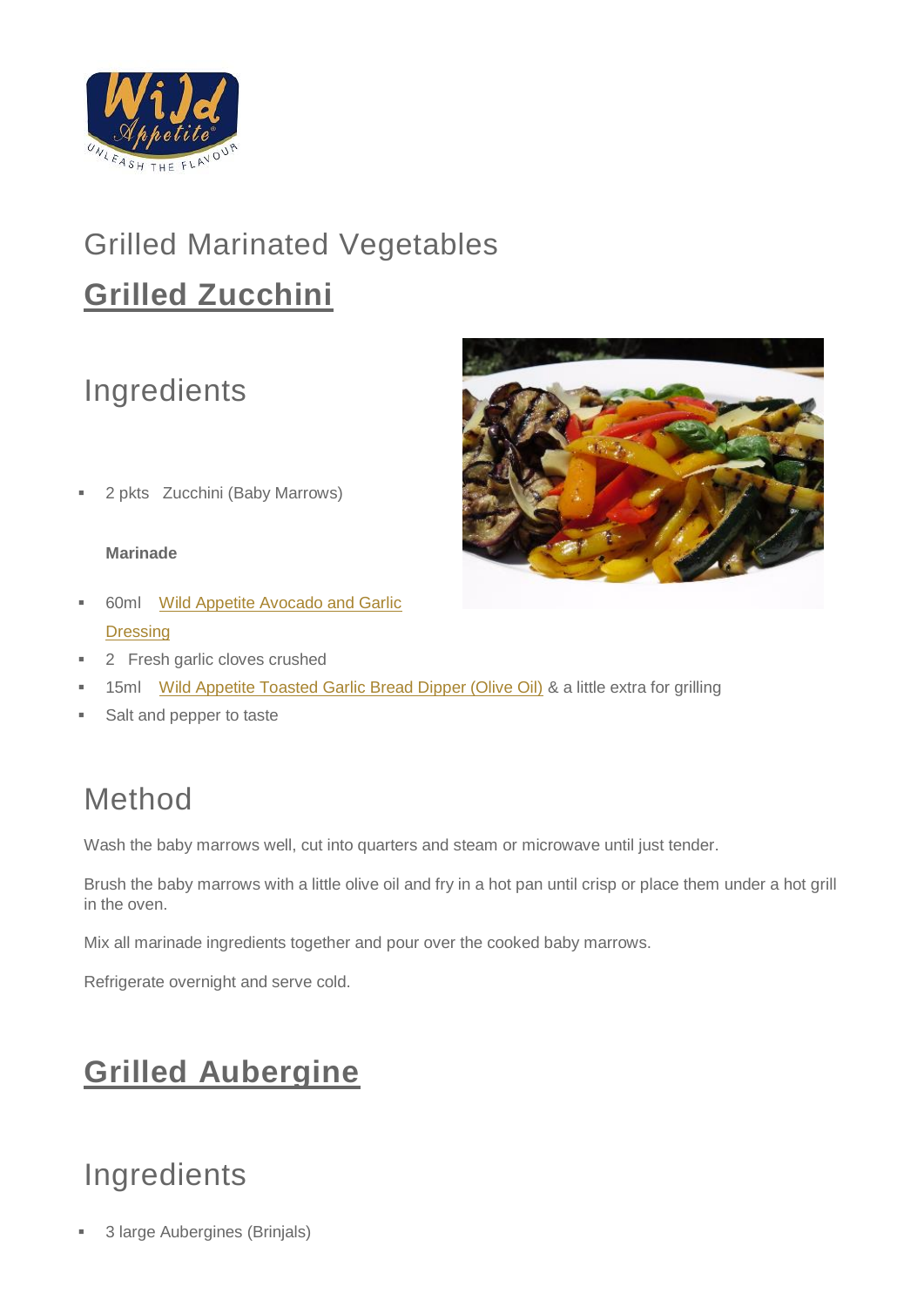# Grilled Marinated Vegetables

## Grilled Zucchini

### Ingredients

- 2 pkts Zucchini (Baby Marrows)

**Marinade**

- 60ml Wild Appetite Avocado and Garlic Dressing
- 2 Fresh garlic cloves crushed
- 15ml Wild Appetite Toasted Garlic Bread Dipper (Olive Oil) & a little extra for grilling
- Salt and pepper to taste

### Method

Wash the baby marrows well, cut into quarters and steam or microwave until just tender.

Brush the baby marrows with a little olive oil and fry in a hot pan until crisp or place them under a hot grill in the oven.

Mix all marinade ingredients together and pour over the cooked baby marrows.

Refrigerate overnight and serve cold.

## Grilled Aubergine

### Ingredients

- 3 large Aubergines (Brinjals)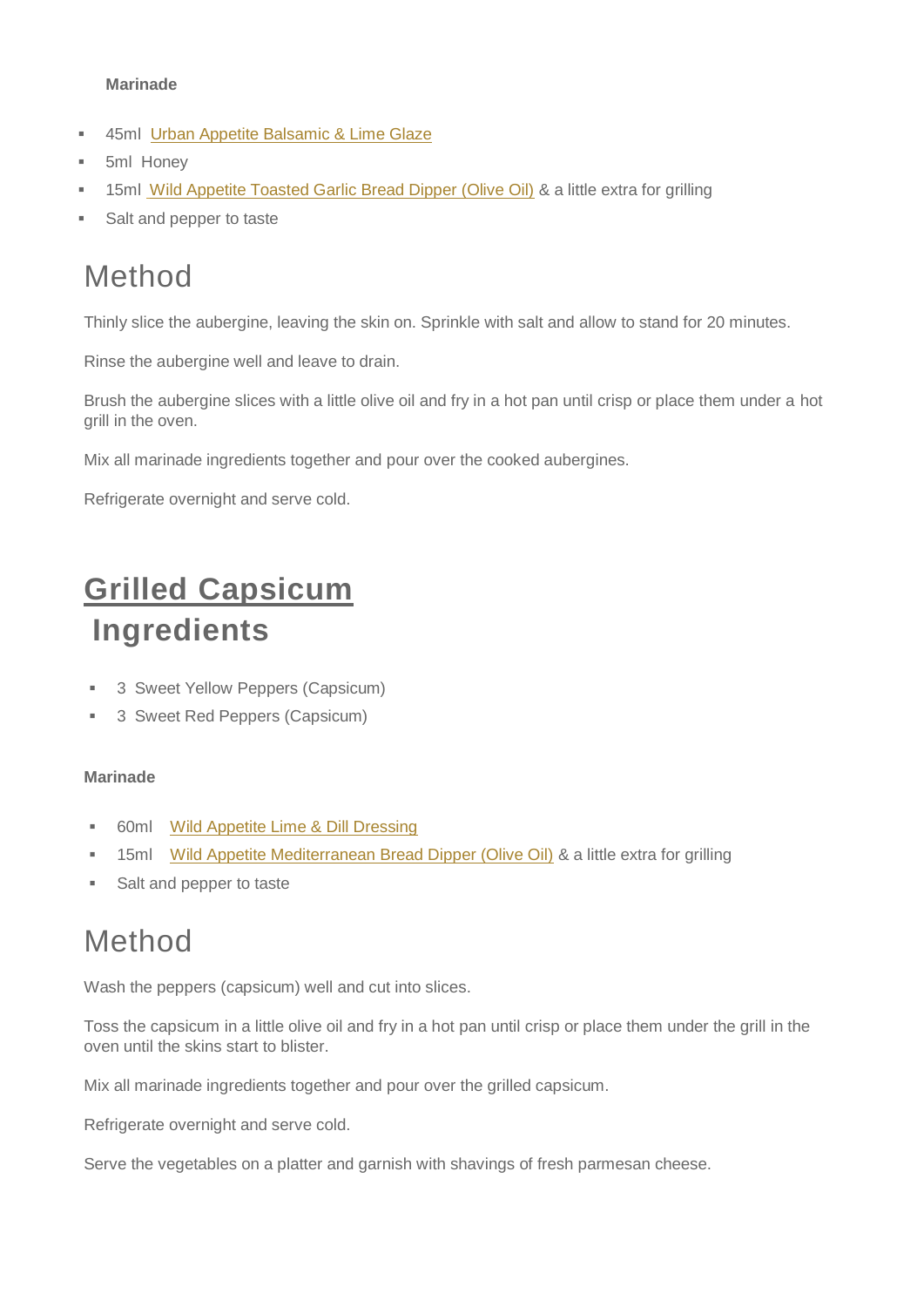**Marinade**

- 45ml Urban Appetite Balsamic & Lime Glaze
- 5ml Honey
- 15ml Wild Appetite Toasted Garlic Bread Dipper (Olive Oil) & a little extra for grilling
- Salt and pepper to taste

# Method

Thinly slice the aubergine, leaving the skin on. Sprinkle with salt and allow to stand for 20 minutes.

Rinse the aubergine well and leave to drain.

Brush the aubergine slices with a little olive oil and fry in a hot pan until crisp or place them under a hot grill in the oven.

Mix all marinade ingredients together and pour over the cooked aubergines.

Refrigerate overnight and serve cold.

# Grilled Capsicum

## Ingredients

- 3 Sweet Yellow Peppers (Capsicum)
- 3 Sweet Red Peppers (Capsicum)

**Marinade**

- 60ml Wild Appetite Lime & Dill Dressing
- 15ml Wild Appetite Mediterranean Bread Dipper (Olive Oil) & a little extra for grilling
- Salt and pepper to taste

# Method

Wash the peppers (capsicum) well and cut into slices.

Toss the capsicum in a little olive oil and fry in a hot pan until crisp or place them under the grill in the oven until the skins start to blister.

Mix all marinade ingredients together and pour over the grilled capsicum.

Refrigerate overnight and serve cold.

Serve the vegetables on a platter and garnish with shavings of fresh parmesan cheese.